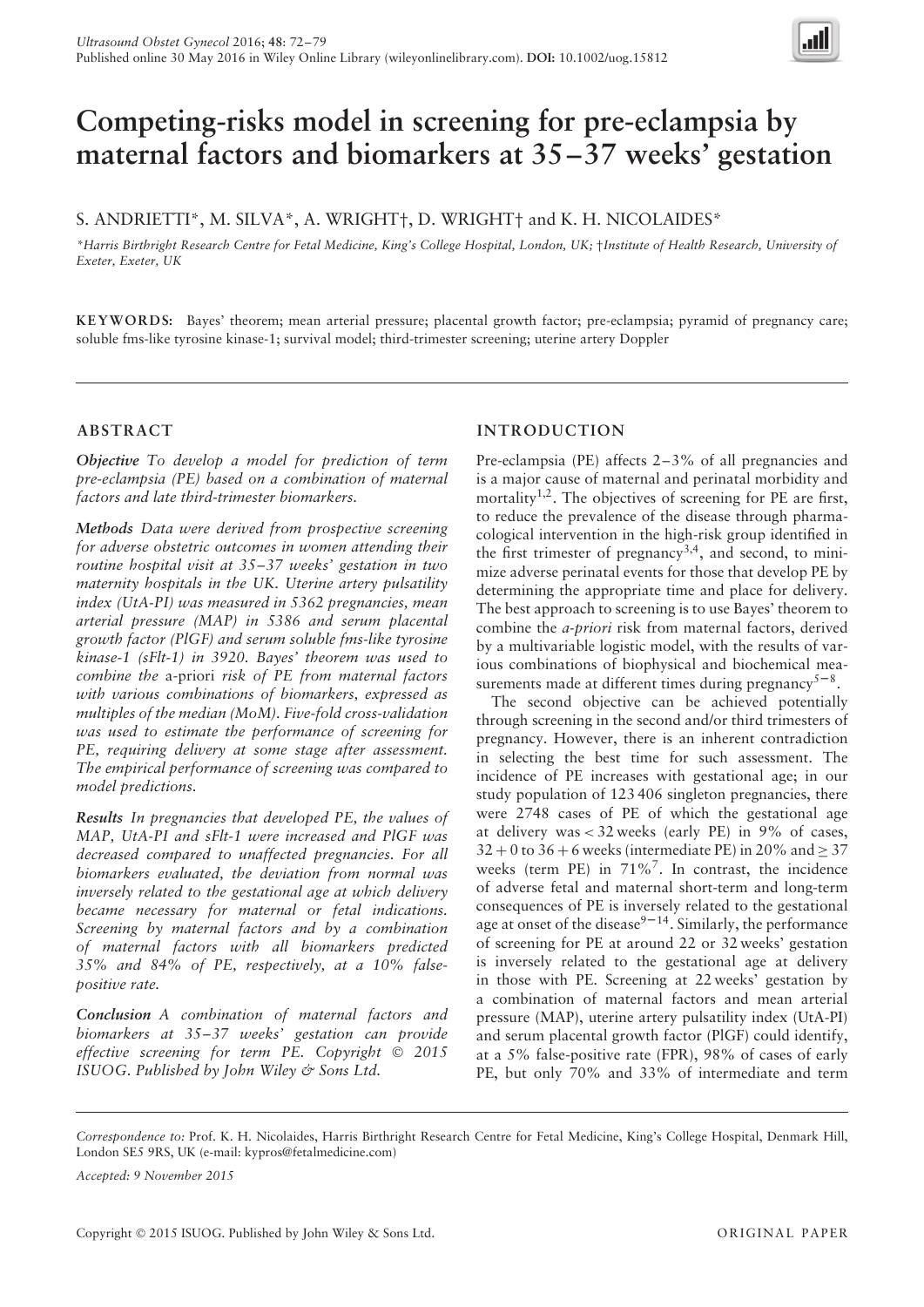# Competing-risks model in screening for pre-eclampsia by maternal factors and biomarkers at 35–37 weeks' gestation

S. ANDRIETTI*, M. SILVA*, A. WRIGHT†, D. WRIGHT† and K. H. NICOLAIDES*

*Harris Birthright Research Centre for Fetal Medicine, King's College Hospital, London, UK; †Institute of Health Research, University of Exeter, Exeter, UK

**KEYWORDS:** Bayes' theorem; mean arterial pressure; placental growth factor; pre-eclampsia; pyramid of pregnancy care; soluble fms-like tyrosine kinase-1; survival model; third-trimester screening; uterine artery Doppler

## ABSTRACT

***Objective*** *To develop a model for prediction of term pre-eclampsia (PE) based on a combination of maternal factors and late third-trimester biomarkers.*

***Methods*** *Data were derived from prospective screening for adverse obstetric outcomes in women attending their routine hospital visit at 35–37 weeks' gestation in two maternity hospitals in the UK. Uterine artery pulsatility index (UtA-PI) was measured in 5362 pregnancies, mean arterial pressure (MAP) in 5386 and serum placental growth factor (PlGF) and serum soluble fms-like tyrosine kinase-1 (sFlt-1) in 3920. Bayes' theorem was used to combine the* a-priori *risk of PE from maternal factors with various combinations of biomarkers, expressed as multiples of the median (MoM). Five-fold cross-validation was used to estimate the performance of screening for PE, requiring delivery at some stage after assessment. The empirical performance of screening was compared to model predictions.*

***Results*** *In pregnancies that developed PE, the values of MAP, UtA-PI and sFlt-1 were increased and PlGF was decreased compared to unaffected pregnancies. For all biomarkers evaluated, the deviation from normal was inversely related to the gestational age at which delivery became necessary for maternal or fetal indications. Screening by maternal factors and by a combination of maternal factors with all biomarkers predicted 35% and 84% of PE, respectively, at a 10% false-positive rate.*

***Conclusion*** *A combination of maternal factors and biomarkers at 35–37 weeks' gestation can provide effective screening for term PE. Copyright © 2015 ISUOG. Published by John Wiley & Sons Ltd.*

## INTRODUCTION

Pre-eclampsia (PE) affects 2–3% of all pregnancies and is a major cause of maternal and perinatal morbidity and mortality[1,2]. The objectives of screening for PE are first, to reduce the prevalence of the disease through pharmacological intervention in the high-risk group identified in the first trimester of pregnancy[3,4], and second, to minimize adverse perinatal events for those that develop PE by determining the appropriate time and place for delivery. The best approach to screening is to use Bayes' theorem to combine the *a-priori* risk from maternal factors, derived by a multivariable logistic model, with the results of various combinations of biophysical and biochemical measurements made at different times during pregnancy[5–8].

The second objective can be achieved potentially through screening in the second and/or third trimesters of pregnancy. However, there is an inherent contradiction in selecting the best time for such assessment. The incidence of PE increases with gestational age; in our study population of 123 406 singleton pregnancies, there were 2748 cases of PE of which the gestational age at delivery was < 32 weeks (early PE) in 9% of cases, 32 + 0 to 36 + 6 weeks (intermediate PE) in 20% and ≥ 37 weeks (term PE) in 71%[7]. In contrast, the incidence of adverse fetal and maternal short-term and long-term consequences of PE is inversely related to the gestational age at onset of the disease[9–14]. Similarly, the performance of screening for PE at around 22 or 32 weeks' gestation is inversely related to the gestational age at delivery in those with PE. Screening at 22 weeks' gestation by a combination of maternal factors and mean arterial pressure (MAP), uterine artery pulsatility index (UtA-PI) and serum placental growth factor (PlGF) could identify, at a 5% false-positive rate (FPR), 98% of cases of early PE, but only 70% and 33% of intermediate and term

*Correspondence to:* Prof. K. H. Nicolaides, Harris Birthright Research Centre for Fetal Medicine, King's College Hospital, Denmark Hill, London SE5 9RS, UK (e-mail: kypros@fetalmedicine.com)

*Accepted: 9 November 2015*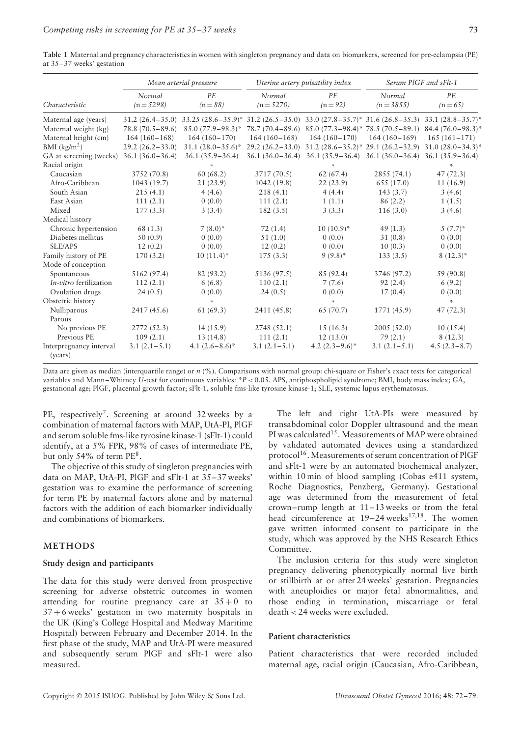**Table 1** Maternal and pregnancy characteristics in women with singleton pregnancy and data on biomarkers, screened for pre-eclampsia (PE) at 35–37 weeks' gestation

| | *Mean arterial pressure* | | *Uterine artery pulsatility index* | | *Serum PlGF and sFlt-1* | |
|---|---|---|---|---|---|---|
| *Characteristic* | *Normal (n = 5298)* | *PE (n = 88)* | *Normal (n = 5270)* | *PE (n = 92)* | *Normal (n = 3855)* | *PE (n = 65)* |
| Maternal age (years) | 31.2 (26.4–35.0) | 33.25 (28.6–35.9)* | 31.2 (26.5–35.0) | 33.0 (27.8–35.7)* | 31.6 (26.8–35.3) | 33.1 (28.8–35.7)* |
| Maternal weight (kg) | 78.8 (70.5–89.6) | 85.0 (77.9–98.3)* | 78.7 (70.4–89.6) | 85.0 (77.3–98.4)* | 78.5 (70.5–89.1) | 84.4 (76.0–98.3)* |
| Maternal height (cm) | 164 (160–168) | 164 (160–170) | 164 (160–168) | 164 (160–170) | 164 (160–169) | 165 (161–171) |
| BMI (kg/m$^2$) | 29.2 (26.2–33.0) | 31.1 (28.0–35.6)* | 29.2 (26.2–33.0) | 31.2 (28.6–35.2)* | 29.1 (26.2–32.9) | 31.0 (28.0–34.3)* |
| GA at screening (weeks) | 36.1 (36.0–36.4) | 36.1 (35.9–36.4) | 36.1 (36.0–36.4) | 36.1 (35.9–36.4) | 36.1 (36.0–36.4) | 36.1 (35.9–36.4) |
| Racial origin | | * | | * | | * |
| Caucasian | 3752 (70.8) | 60 (68.2) | 3717 (70.5) | 62 (67.4) | 2855 (74.1) | 47 (72.3) |
| Afro-Caribbean | 1043 (19.7) | 21 (23.9) | 1042 (19.8) | 22 (23.9) | 655 (17.0) | 11 (16.9) |
| South Asian | 215 (4.1) | 4 (4.6) | 218 (4.1) | 4 (4.4) | 143 (3.7) | 3 (4.6) |
| East Asian | 111 (2.1) | 0 (0.0) | 111 (2.1) | 1 (1.1) | 86 (2.2) | 1 (1.5) |
| Mixed | 177 (3.3) | 3 (3.4) | 182 (3.5) | 3 (3.3) | 116 (3.0) | 3 (4.6) |
| Medical history | | | | | | |
| Chronic hypertension | 68 (1.3) | 7 (8.0)* | 72 (1.4) | 10 (10.9)* | 49 (1.3) | 5 (7.7)* |
| Diabetes mellitus | 50 (0.9) | 0 (0.0) | 51 (1.0) | 0 (0.0) | 31 (0.8) | 0 (0.0) |
| SLE/APS | 12 (0.2) | 0 (0.0) | 12 (0.2) | 0 (0.0) | 10 (0.3) | 0 (0.0) |
| Family history of PE | 170 (3.2) | 10 (11.4)* | 175 (3.3) | 9 (9.8)* | 133 (3.5) | 8 (12.3)* |
| Mode of conception | | | | | | |
| Spontaneous | 5162 (97.4) | 82 (93.2) | 5136 (97.5) | 85 (92.4) | 3746 (97.2) | 59 (90.8) |
| *In-vitro* fertilization | 112 (2.1) | 6 (6.8) | 110 (2.1) | 7 (7.6) | 92 (2.4) | 6 (9.2) |
| Ovulation drugs | 24 (0.5) | 0 (0.0) | 24 (0.5) | 0 (0.0) | 17 (0.4) | 0 (0.0) |
| Obstetric history | | * | | * | | * |
| Nulliparous | 2417 (45.6) | 61 (69.3) | 2411 (45.8) | 65 (70.7) | 1771 (45.9) | 47 (72.3) |
| Parous | | | | | | |
| No previous PE | 2772 (52.3) | 14 (15.9) | 2748 (52.1) | 15 (16.3) | 2005 (52.0) | 10 (15.4) |
| Previous PE | 109 (2.1) | 13 (14.8) | 111 (2.1) | 12 (13.0) | 79 (2.1) | 8 (12.3) |
| Interpregnancy interval (years) | 3.1 (2.1–5.1) | 4.1 (2.6–8.6)* | 3.1 (2.1–5.1) | 4.2 (2.3–9.6)* | 3.1 (2.1–5.1) | 4.5 (2.3–8.7) |

Data are given as median (interquartile range) or *n* (%). Comparisons with normal group: chi-square or Fisher's exact tests for categorical variables and Mann–Whitney *U*-test for continuous variables: *$P < 0.05$. APS, antiphospholipid syndrome; BMI, body mass index; GA, gestational age; PlGF, placental growth factor; sFlt-1, soluble fms-like tyrosine kinase-1; SLE, systemic lupus erythematosus.

PE, respectively[7]. Screening at around 32 weeks by a combination of maternal factors with MAP, UtA-PI, PlGF and serum soluble fms-like tyrosine kinase-1 (sFlt-1) could identify, at a 5% FPR, 98% of cases of intermediate PE, but only 54% of term PE[8].

The objective of this study of singleton pregnancies with data on MAP, UtA-PI, PlGF and sFlt-1 at 35–37 weeks' gestation was to examine the performance of screening for term PE by maternal factors alone and by maternal factors with the addition of each biomarker individually and combinations of biomarkers.

## METHODS

### Study design and participants

The data for this study were derived from prospective screening for adverse obstetric outcomes in women attending for routine pregnancy care at 35 + 0 to 37 + 6 weeks' gestation in two maternity hospitals in the UK (King's College Hospital and Medway Maritime Hospital) between February and December 2014. In the first phase of the study, MAP and UtA-PI were measured and subsequently serum PlGF and sFlt-1 were also measured.

The left and right UtA-PIs were measured by transabdominal color Doppler ultrasound and the mean PI was calculated[15]. Measurements of MAP were obtained by validated automated devices using a standardized protocol[16]. Measurements of serum concentration of PlGF and sFlt-1 were by an automated biochemical analyzer, within 10 min of blood sampling (Cobas e411 system, Roche Diagnostics, Penzberg, Germany). Gestational age was determined from the measurement of fetal crown–rump length at 11–13 weeks or from the fetal head circumference at 19–24 weeks[17,18]. The women gave written informed consent to participate in the study, which was approved by the NHS Research Ethics Committee.

The inclusion criteria for this study were singleton pregnancy delivering phenotypically normal live birth or stillbirth at or after 24 weeks' gestation. Pregnancies with aneuploidies or major fetal abnormalities, and those ending in termination, miscarriage or fetal death < 24 weeks were excluded.

### Patient characteristics

Patient characteristics that were recorded included maternal age, racial origin (Caucasian, Afro-Caribbean,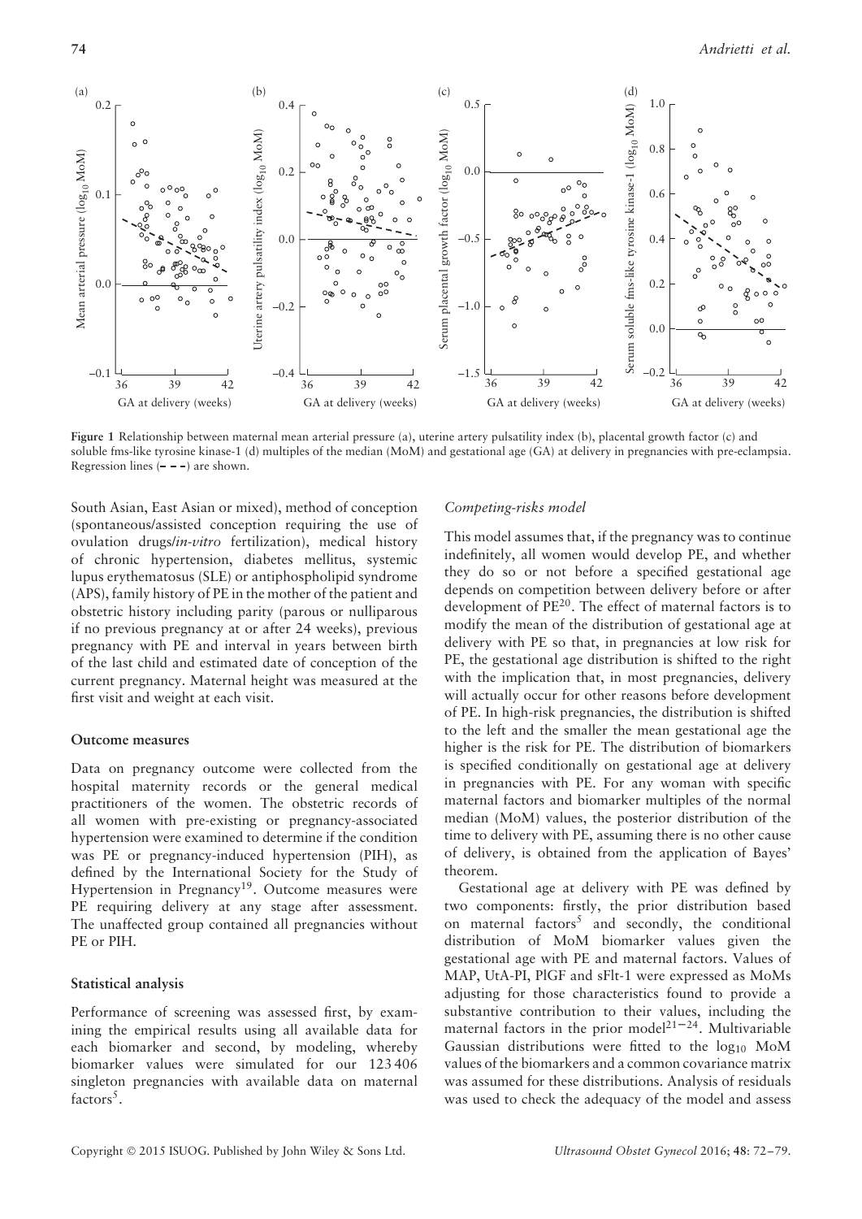Figure 1 Relationship between maternal mean arterial pressure (a), uterine artery pulsatility index (b), placental growth factor (c) and soluble fms-like tyrosine kinase-1 (d) multiples of the median (MoM) and gestational age (GA) at delivery in pregnancies with pre-eclampsia. Regression lines (– – –) are shown.

South Asian, East Asian or mixed), method of conception (spontaneous/assisted conception requiring the use of ovulation drugs/*in-vitro* fertilization), medical history of chronic hypertension, diabetes mellitus, systemic lupus erythematosus (SLE) or antiphospholipid syndrome (APS), family history of PE in the mother of the patient and obstetric history including parity (parous or nulliparous if no previous pregnancy at or after 24 weeks), previous pregnancy with PE and interval in years between birth of the last child and estimated date of conception of the current pregnancy. Maternal height was measured at the first visit and weight at each visit.

## Outcome measures

Data on pregnancy outcome were collected from the hospital maternity records or the general medical practitioners of the women. The obstetric records of all women with pre-existing or pregnancy-associated hypertension were examined to determine if the condition was PE or pregnancy-induced hypertension (PIH), as defined by the International Society for the Study of Hypertension in Pregnancy[19]. Outcome measures were PE requiring delivery at any stage after assessment. The unaffected group contained all pregnancies without PE or PIH.

## Statistical analysis

Performance of screening was assessed first, by examining the empirical results using all available data for each biomarker and second, by modeling, whereby biomarker values were simulated for our 123 406 singleton pregnancies with available data on maternal factors[5].

### *Competing-risks model*

This model assumes that, if the pregnancy was to continue indefinitely, all women would develop PE, and whether they do so or not before a specified gestational age depends on competition between delivery before or after development of PE[20]. The effect of maternal factors is to modify the mean of the distribution of gestational age at delivery with PE so that, in pregnancies at low risk for PE, the gestational age distribution is shifted to the right with the implication that, in most pregnancies, delivery will actually occur for other reasons before development of PE. In high-risk pregnancies, the distribution is shifted to the left and the smaller the mean gestational age the higher is the risk for PE. The distribution of biomarkers is specified conditionally on gestational age at delivery in pregnancies with PE. For any woman with specific maternal factors and biomarker multiples of the normal median (MoM) values, the posterior distribution of the time to delivery with PE, assuming there is no other cause of delivery, is obtained from the application of Bayes' theorem.

Gestational age at delivery with PE was defined by two components: firstly, the prior distribution based on maternal factors[5] and secondly, the conditional distribution of MoM biomarker values given the gestational age with PE and maternal factors. Values of MAP, UtA-PI, PlGF and sFlt-1 were expressed as MoMs adjusting for those characteristics found to provide a substantive contribution to their values, including the maternal factors in the prior model[21–24]. Multivariable Gaussian distributions were fitted to the $\log_{10}$ MoM values of the biomarkers and a common covariance matrix was assumed for these distributions. Analysis of residuals was used to check the adequacy of the model and assess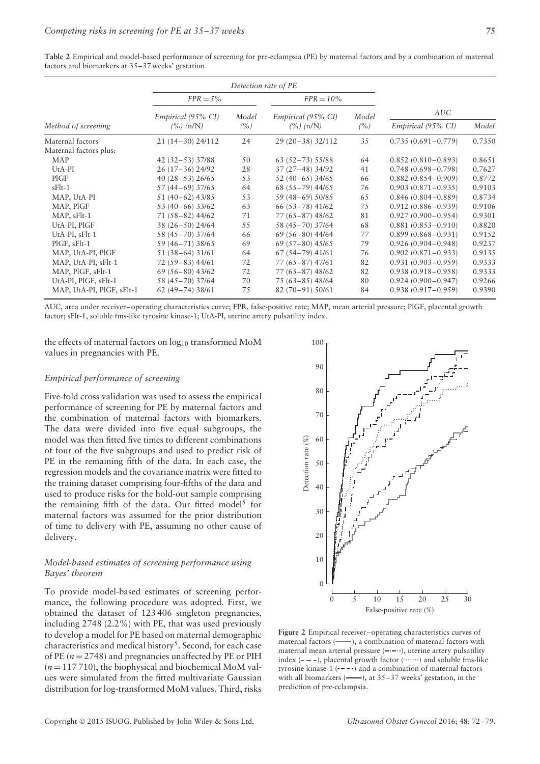**Table 2** Empirical and model-based performance of screening for pre-eclampsia (PE) by maternal factors and by a combination of maternal factors and biomarkers at 35–37 weeks' gestation

| | Detection rate of PE | | | | | |
|---|---|---|---|---|---|---|
| | *FPR = 5%* | | *FPR = 10%* | | | |
| *Method of screening* | *Empirical (95% CI) (%) (n/N)* | *Model (%)* | *Empirical (95% CI) (%) (n/N)* | *Model (%)* | *AUC Empirical (95% CI)* | *Model* |
| Maternal factors | 21 (14–30) 24/112 | 24 | 29 (20–38) 32/112 | 35 | 0.735 (0.691–0.779) | 0.7350 |
| Maternal factors plus: | | | | | | |
| MAP | 42 (32–53) 37/88 | 50 | 63 (52–73) 55/88 | 64 | 0.852 (0.810–0.893) | 0.8651 |
| UtA-PI | 26 (17–36) 24/92 | 28 | 37 (27–48) 34/92 | 41 | 0.748 (0.698–0.798) | 0.7627 |
| PlGF | 40 (28–53) 26/65 | 53 | 52 (40–65) 34/65 | 66 | 0.882 (0.854–0.909) | 0.8772 |
| sFlt-1 | 57 (44–69) 37/65 | 64 | 68 (55–79) 44/65 | 76 | 0.903 (0.871–0.935) | 0.9103 |
| MAP, UtA-PI | 51 (40–62) 43/85 | 53 | 59 (48–69) 50/85 | 65 | 0.846 (0.804–0.889) | 0.8734 |
| MAP, PlGF | 53 (40–66) 33/62 | 63 | 66 (53–78) 41/62 | 75 | 0.912 (0.886–0.939) | 0.9106 |
| MAP, sFlt-1 | 71 (58–82) 44/62 | 71 | 77 (65–87) 48/62 | 81 | 0.927 (0.900–0.954) | 0.9301 |
| UtA-PI, PlGF | 38 (26–50) 24/64 | 55 | 58 (45–70) 37/64 | 68 | 0.881 (0.853–0.910) | 0.8820 |
| UtA-PI, sFlt-1 | 58 (45–70) 37/64 | 66 | 69 (56–80) 44/64 | 77 | 0.899 (0.868–0.931) | 0.9152 |
| PlGF, sFlt-1 | 59 (46–71) 38/65 | 69 | 69 (57–80) 45/65 | 79 | 0.926 (0.904–0.948) | 0.9237 |
| MAP, UtA-PI, PlGF | 51 (38–64) 31/61 | 64 | 67 (54–79) 41/61 | 76 | 0.902 (0.871–0.933) | 0.9135 |
| MAP, UtA-PI, sFlt-1 | 72 (59–83) 44/61 | 72 | 77 (65–87) 47/61 | 82 | 0.931 (0.903–0.959) | 0.9333 |
| MAP, PlGF, sFlt-1 | 69 (56–80) 43/62 | 72 | 77 (65–87) 48/62 | 82 | 0.938 (0.918–0.958) | 0.9333 |
| UtA-PI, PlGF, sFlt-1 | 58 (45–70) 37/64 | 70 | 75 (63–85) 48/64 | 80 | 0.924 (0.900–0.947) | 0.9266 |
| MAP, UtA-PI, PlGF, sFlt-1 | 62 (49–74) 38/61 | 75 | 82 (70–91) 50/61 | 84 | 0.938 (0.917–0.959) | 0.9390 |

AUC, area under receiver–operating characteristics curve; FPR, false-positive rate; MAP, mean arterial pressure; PlGF, placental growth factor; sFlt-1, soluble fms-like tyrosine kinase-1; UtA-PI, uterine artery pulsatility index.

the effects of maternal factors on $\log_{10}$ transformed MoM values in pregnancies with PE.

### *Empirical performance of screening*

Five-fold cross validation was used to assess the empirical performance of screening for PE by maternal factors and the combination of maternal factors with biomarkers. The data were divided into five equal subgroups, the model was then fitted five times to different combinations of four of the five subgroups and used to predict risk of PE in the remaining fifth of the data. In each case, the regression models and the covariance matrix were fitted to the training dataset comprising four-fifths of the data and used to produce risks for the hold-out sample comprising the remaining fifth of the data. Our fitted model[5] for maternal factors was assumed for the prior distribution of time to delivery with PE, assuming no other cause of delivery.

### *Model-based estimates of screening performance using Bayes' theorem*

To provide model-based estimates of screening performance, the following procedure was adopted. First, we obtained the dataset of 123 406 singleton pregnancies, including 2748 (2.2%) with PE, that was used previously to develop a model for PE based on maternal demographic characteristics and medical history[5]. Second, for each case of PE ($n = 2748$) and pregnancies unaffected by PE or PIH ($n = 117\,710$), the biophysical and biochemical MoM values were simulated from the fitted multivariate Gaussian distribution for log-transformed MoM values. Third, risks

**Figure 2** Empirical receiver–operating characteristics curves of maternal factors (——), a combination of maternal factors with maternal mean arterial pressure (–·–··), uterine artery pulsatility index (– – –), placental growth factor (·······) and soluble fms-like tyrosine kinase-1 (- - - -) and a combination of maternal factors with all biomarkers (——), at 35–37 weeks' gestation, in the prediction of pre-eclampsia.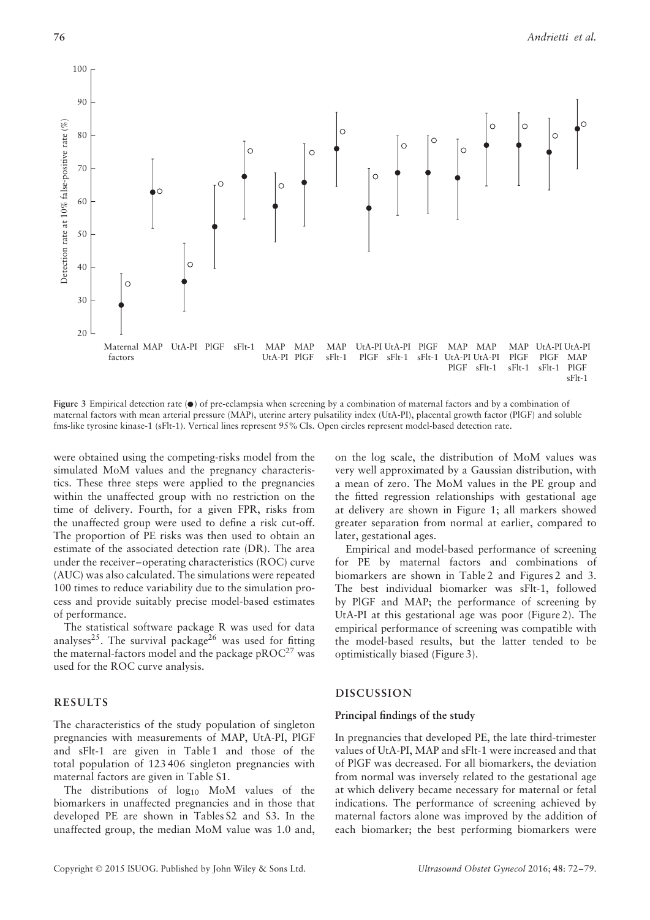Figure 3 Empirical detection rate (●) of pre-eclampsia when screening by a combination of maternal factors and by a combination of maternal factors with mean arterial pressure (MAP), uterine artery pulsatility index (UtA-PI), placental growth factor (PlGF) and soluble fms-like tyrosine kinase-1 (sFlt-1). Vertical lines represent 95% CIs. Open circles represent model-based detection rate.

were obtained using the competing-risks model from the simulated MoM values and the pregnancy characteristics. These three steps were applied to the pregnancies within the unaffected group with no restriction on the time of delivery. Fourth, for a given FPR, risks from the unaffected group were used to define a risk cut-off. The proportion of PE risks was then used to obtain an estimate of the associated detection rate (DR). The area under the receiver–operating characteristics (ROC) curve (AUC) was also calculated. The simulations were repeated 100 times to reduce variability due to the simulation process and provide suitably precise model-based estimates of performance.

The statistical software package R was used for data analyses[25]. The survival package[26] was used for fitting the maternal-factors model and the package pROC[27] was used for the ROC curve analysis.

## RESULTS

The characteristics of the study population of singleton pregnancies with measurements of MAP, UtA-PI, PlGF and sFlt-1 are given in Table 1 and those of the total population of 123 406 singleton pregnancies with maternal factors are given in Table S1.

The distributions of $\log_{10}$ MoM values of the biomarkers in unaffected pregnancies and in those that developed PE are shown in Tables S2 and S3. In the unaffected group, the median MoM value was 1.0 and, on the log scale, the distribution of MoM values was very well approximated by a Gaussian distribution, with a mean of zero. The MoM values in the PE group and the fitted regression relationships with gestational age at delivery are shown in Figure 1; all markers showed greater separation from normal at earlier, compared to later, gestational ages.

Empirical and model-based performance of screening for PE by maternal factors and combinations of biomarkers are shown in Table 2 and Figures 2 and 3. The best individual biomarker was sFlt-1, followed by PlGF and MAP; the performance of screening by UtA-PI at this gestational age was poor (Figure 2). The empirical performance of screening was compatible with the model-based results, but the latter tended to be optimistically biased (Figure 3).

## DISCUSSION

### Principal findings of the study

In pregnancies that developed PE, the late third-trimester values of UtA-PI, MAP and sFlt-1 were increased and that of PlGF was decreased. For all biomarkers, the deviation from normal was inversely related to the gestational age at which delivery became necessary for maternal or fetal indications. The performance of screening achieved by maternal factors alone was improved by the addition of each biomarker; the best performing biomarkers were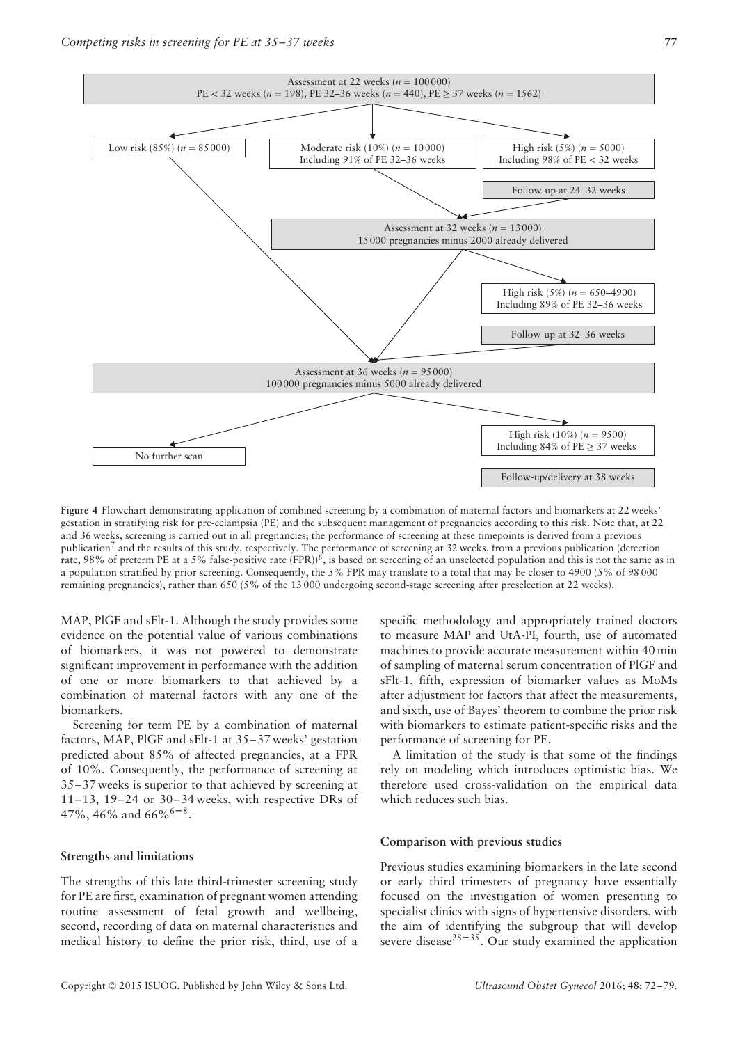Assessment at 22 weeks ($n$ = 100 000)
PE < 32 weeks ($n$ = 198), PE 32–36 weeks ($n$ = 440), PE ≥ 37 weeks ($n$ = 1562)

Low risk (85%) ($n$ = 85 000)

Moderate risk (10%) ($n$ = 10 000)
Including 91% of PE 32–36 weeks

High risk (5%) ($n$ = 5000)
Including 98% of PE < 32 weeks

Follow-up at 24–32 weeks

Assessment at 32 weeks ($n$ = 13 000)
15 000 pregnancies minus 2000 already delivered

High risk (5%) ($n$ = 650–4900)
Including 89% of PE 32–36 weeks

Follow-up at 32–36 weeks

Assessment at 36 weeks ($n$ = 95 000)
100 000 pregnancies minus 5000 already delivered

No further scan

High risk (10%) ($n$ = 9500)
Including 84% of PE ≥ 37 weeks

Follow-up/delivery at 38 weeks

**Figure 4** Flowchart demonstrating application of combined screening by a combination of maternal factors and biomarkers at 22 weeks' gestation in stratifying risk for pre-eclampsia (PE) and the subsequent management of pregnancies according to this risk. Note that, at 22 and 36 weeks, screening is carried out in all pregnancies; the performance of screening at these timepoints is derived from a previous publication[7] and the results of this study, respectively. The performance of screening at 32 weeks, from a previous publication (detection rate, 98% of preterm PE at a 5% false-positive rate (FPR))[8], is based on screening of an unselected population and this is not the same as in a population stratified by prior screening. Consequently, the 5% FPR may translate to a total that may be closer to 4900 (5% of 98 000 remaining pregnancies), rather than 650 (5% of the 13 000 undergoing second-stage screening after preselection at 22 weeks).

MAP, PlGF and sFlt-1. Although the study provides some evidence on the potential value of various combinations of biomarkers, it was not powered to demonstrate significant improvement in performance with the addition of one or more biomarkers to that achieved by a combination of maternal factors with any one of the biomarkers.

Screening for term PE by a combination of maternal factors, MAP, PlGF and sFlt-1 at 35–37 weeks' gestation predicted about 85% of affected pregnancies, at a FPR of 10%. Consequently, the performance of screening at 35–37 weeks is superior to that achieved by screening at 11–13, 19–24 or 30–34 weeks, with respective DRs of 47%, 46% and 66%[6–8].

### Strengths and limitations

The strengths of this late third-trimester screening study for PE are first, examination of pregnant women attending routine assessment of fetal growth and wellbeing, second, recording of data on maternal characteristics and medical history to define the prior risk, third, use of a specific methodology and appropriately trained doctors to measure MAP and UtA-PI, fourth, use of automated machines to provide accurate measurement within 40 min of sampling of maternal serum concentration of PlGF and sFlt-1, fifth, expression of biomarker values as MoMs after adjustment for factors that affect the measurements, and sixth, use of Bayes' theorem to combine the prior risk with biomarkers to estimate patient-specific risks and the performance of screening for PE.

A limitation of the study is that some of the findings rely on modeling which introduces optimistic bias. We therefore used cross-validation on the empirical data which reduces such bias.

### Comparison with previous studies

Previous studies examining biomarkers in the late second or early third trimesters of pregnancy have essentially focused on the investigation of women presenting to specialist clinics with signs of hypertensive disorders, with the aim of identifying the subgroup that will develop severe disease[28–35]. Our study examined the application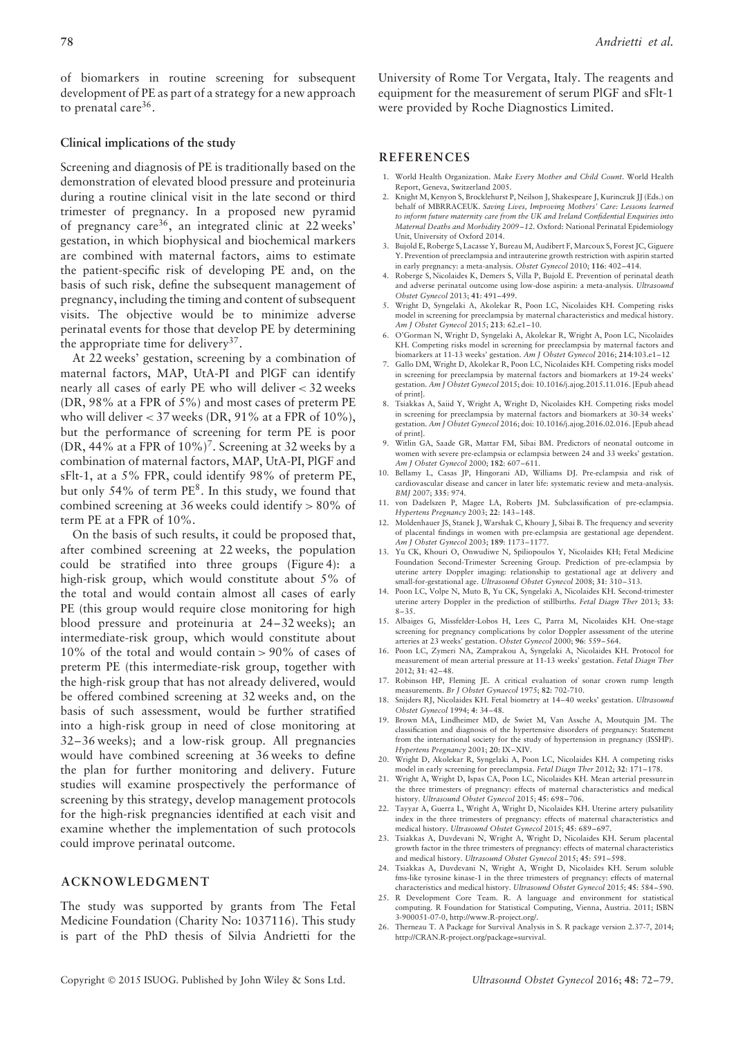of biomarkers in routine screening for subsequent development of PE as part of a strategy for a new approach to prenatal care[36].

### Clinical implications of the study

Screening and diagnosis of PE is traditionally based on the demonstration of elevated blood pressure and proteinuria during a routine clinical visit in the late second or third trimester of pregnancy. In a proposed new pyramid of pregnancy care[36], an integrated clinic at 22 weeks' gestation, in which biophysical and biochemical markers are combined with maternal factors, aims to estimate the patient-specific risk of developing PE and, on the basis of such risk, define the subsequent management of pregnancy, including the timing and content of subsequent visits. The objective would be to minimize adverse perinatal events for those that develop PE by determining the appropriate time for delivery[37].

At 22 weeks' gestation, screening by a combination of maternal factors, MAP, UtA-PI and PlGF can identify nearly all cases of early PE who will deliver < 32 weeks (DR, 98% at a FPR of 5%) and most cases of preterm PE who will deliver < 37 weeks (DR, 91% at a FPR of 10%), but the performance of screening for term PE is poor (DR, 44% at a FPR of 10%)[7]. Screening at 32 weeks by a combination of maternal factors, MAP, UtA-PI, PlGF and sFlt-1, at a 5% FPR, could identify 98% of preterm PE, but only 54% of term PE[8]. In this study, we found that combined screening at 36 weeks could identify > 80% of term PE at a FPR of 10%.

On the basis of such results, it could be proposed that, after combined screening at 22 weeks, the population could be stratified into three groups (Figure 4): a high-risk group, which would constitute about 5% of the total and would contain almost all cases of early PE (this group would require close monitoring for high blood pressure and proteinuria at 24–32 weeks); an intermediate-risk group, which would constitute about 10% of the total and would contain > 90% of cases of preterm PE (this intermediate-risk group, together with the high-risk group that has not already delivered, would be offered combined screening at 32 weeks and, on the basis of such assessment, would be further stratified into a high-risk group in need of close monitoring at 32–36 weeks); and a low-risk group. All pregnancies would have combined screening at 36 weeks to define the plan for further monitoring and delivery. Future studies will examine prospectively the performance of screening by this strategy, develop management protocols for the high-risk pregnancies identified at each visit and examine whether the implementation of such protocols could improve perinatal outcome.

## ACKNOWLEDGMENT

The study was supported by grants from The Fetal Medicine Foundation (Charity No: 1037116). This study is part of the PhD thesis of Silvia Andrietti for the University of Rome Tor Vergata, Italy. The reagents and equipment for the measurement of serum PlGF and sFlt-1 were provided by Roche Diagnostics Limited.

## REFERENCES

1. World Health Organization. *Make Every Mother and Child Count*. World Health Report, Geneva, Switzerland 2005.
2. Knight M, Kenyon S, Brocklehurst P, Neilson J, Shakespeare J, Kurinczuk JJ (Eds.) on behalf of MBRRACEUK. *Saving Lives, Improving Mothers' Care: Lessons learned to inform future maternity care from the UK and Ireland Confidential Enquiries into Maternal Deaths and Morbidity 2009–12*. Oxford: National Perinatal Epidemiology Unit, University of Oxford 2014.
3. Bujold E, Roberge S, Lacasse Y, Bureau M, Audibert F, Marcoux S, Forest JC, Giguere Y. Prevention of preeclampsia and intrauterine growth restriction with aspirin started in early pregnancy: a meta-analysis. *Obstet Gynecol* 2010; **116**: 402–414.
4. Roberge S, Nicolaides K, Demers S, Villa P, Bujold E. Prevention of perinatal death and adverse perinatal outcome using low-dose aspirin: a meta-analysis. *Ultrasound Obstet Gynecol* 2013; **41**: 491–499.
5. Wright D, Syngelaki A, Akolekar R, Poon LC, Nicolaides KH. Competing risks model in screening for preeclampsia by maternal characteristics and medical history. *Am J Obstet Gynecol* 2015; **213**: 62.e1–10.
6. O'Gorman N, Wright D, Syngelaki A, Akolekar R, Wright A, Poon LC, Nicolaides KH. Competing risks model in screening for preeclampsia by maternal factors and biomarkers at 11-13 weeks' gestation. *Am J Obstet Gynecol* 2016; **214**:103.e1–12
7. Gallo DM, Wright D, Akolekar R, Poon LC, Nicolaides KH. Competing risks model in screening for preeclampsia by maternal factors and biomarkers at 19-24 weeks' gestation. *Am J Obstet Gynecol* 2015; doi: 10.1016/j.ajog.2015.11.016. [Epub ahead of print].
8. Tsiakkas A, Saiid Y, Wright A, Wright D, Nicolaides KH. Competing risks model in screening for preeclampsia by maternal factors and biomarkers at 30-34 weeks' gestation. *Am J Obstet Gynecol* 2016; doi: 10.1016/j.ajog.2016.02.016. [Epub ahead of print].
9. Witlin GA, Saade GR, Mattar FM, Sibai BM. Predictors of neonatal outcome in women with severe pre-eclampsia or eclampsia between 24 and 33 weeks' gestation. *Am J Obstet Gynecol* 2000; **182**: 607–611.
10. Bellamy L, Casas JP, Hingorani AD, Williams DJ. Pre-eclampsia and risk of cardiovascular disease and cancer in later life: systematic review and meta-analysis. *BMJ* 2007; **335**: 974.
11. von Dadelszen P, Magee LA, Roberts JM. Subclassification of pre-eclampsia. *Hypertens Pregnancy* 2003; **22**: 143–148.
12. Moldenhauer JS, Stanek J, Warshak C, Khoury J, Sibai B. The frequency and severity of placental findings in women with pre-eclampsia are gestational age dependent. *Am J Obstet Gynecol* 2003; **189**: 1173–1177.
13. Yu CK, Khouri O, Onwudiwe N, Spiliopoulos Y, Nicolaides KH; Fetal Medicine Foundation Second-Trimester Screening Group. Prediction of pre-eclampsia by uterine artery Doppler imaging: relationship to gestational age at delivery and small-for-gestational age. *Ultrasound Obstet Gynecol* 2008; **31**: 310–313.
14. Poon LC, Volpe N, Muto B, Yu CK, Syngelaki A, Nicolaides KH. Second-trimester uterine artery Doppler in the prediction of stillbirths. *Fetal Diagn Ther* 2013; **33**: 8–35.
15. Albaiges G, Missfelder-Lobos H, Lees C, Parra M, Nicolaides KH. One-stage screening for pregnancy complications by color Doppler assessment of the uterine arteries at 23 weeks' gestation. *Obstet Gynecol* 2000; **96**: 559–564.
16. Poon LC, Zymeri NA, Zamprakou A, Syngelaki A, Nicolaides KH. Protocol for measurement of mean arterial pressure at 11-13 weeks' gestation. *Fetal Diagn Ther* 2012; **31**: 42–48.
17. Robinson HP, Fleming JE. A critical evaluation of sonar crown rump length measurements. *Br J Obstet Gynaecol* 1975; **82**: 702-710.
18. Snijders RJ, Nicolaides KH. Fetal biometry at 14–40 weeks' gestation. *Ultrasound Obstet Gynecol* 1994; **4**: 34–48.
19. Brown MA, Lindheimer MD, de Swiet M, Van Assche A, Moutquin JM. The classification and diagnosis of the hypertensive disorders of pregnancy: Statement from the international society for the study of hypertension in pregnancy (ISSHP). *Hypertens Pregnancy* 2001; **20**: IX–XIV.
20. Wright D, Akolekar R, Syngelaki A, Poon LC, Nicolaides KH. A competing risks model in early screening for preeclampsia. *Fetal Diagn Ther* 2012; **32**: 171–178.
21. Wright A, Wright D, Ispas CA, Poon LC, Nicolaides KH. Mean arterial pressure in the three trimesters of pregnancy: effects of maternal characteristics and medical history. *Ultrasound Obstet Gynecol* 2015; **45**: 698–706.
22. Tayyar A, Guerra L, Wright A, Wright D, Nicolaides KH. Uterine artery pulsatility index in the three trimesters of pregnancy: effects of maternal characteristics and medical history. *Ultrasound Obstet Gynecol* 2015; **45**: 689–697.
23. Tsiakkas A, Duvdevani N, Wright A, Wright D, Nicolaides KH. Serum placental growth factor in the three trimesters of pregnancy: effects of maternal characteristics and medical history. *Ultrasound Obstet Gynecol* 2015; **45**: 591–598.
24. Tsiakkas A, Duvdevani N, Wright A, Wright D, Nicolaides KH. Serum soluble fms-like tyrosine kinase-1 in the three trimesters of pregnancy: effects of maternal characteristics and medical history. *Ultrasound Obstet Gynecol* 2015; **45**: 584–590.
25. R Development Core Team. R. A language and environment for statistical computing. R Foundation for Statistical Computing, Vienna, Austria. 2011; ISBN 3-900051-07-0, http://www.R-project.org/.
26. Therneau T. A Package for Survival Analysis in S. R package version 2.37-7, 2014; http://CRAN.R-project.org/package=survival.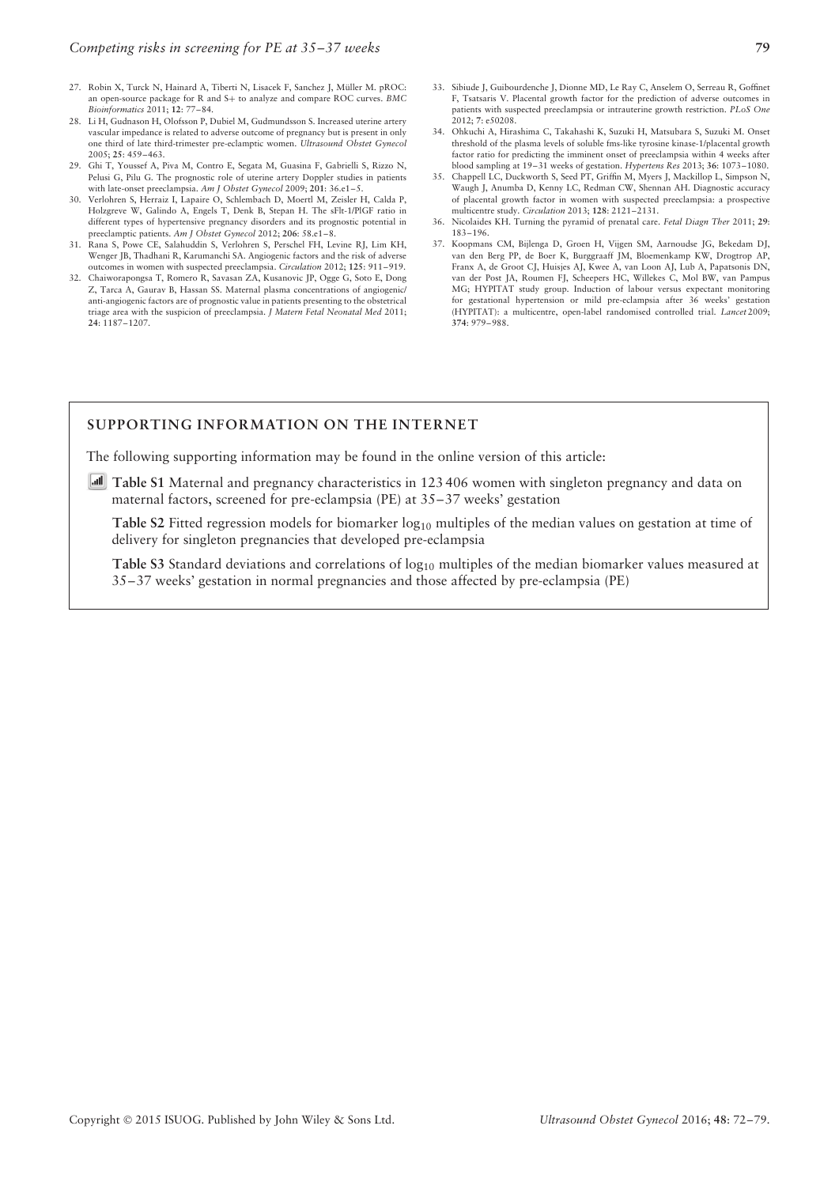27. Robin X, Turck N, Hainard A, Tiberti N, Lisacek F, Sanchez J, Müller M. pROC: an open-source package for R and S+ to analyze and compare ROC curves. *BMC Bioinformatics* 2011; **12**: 77–84.
28. Li H, Gudnason H, Olofsson P, Dubiel M, Gudmundsson S. Increased uterine artery vascular impedance is related to adverse outcome of pregnancy but is present in only one third of late third-trimester pre-eclamptic women. *Ultrasound Obstet Gynecol* 2005; **25**: 459–463.
29. Ghi T, Youssef A, Piva M, Contro E, Segata M, Guasina F, Gabrielli S, Rizzo N, Pelusi G, Pilu G. The prognostic role of uterine artery Doppler studies in patients with late-onset preeclampsia. *Am J Obstet Gynecol* 2009; **201**: 36.e1–5.
30. Verlohren S, Herraiz I, Lapaire O, Schlembach D, Moertl M, Zeisler H, Calda P, Holzgreve W, Galindo A, Engels T, Denk B, Stepan H. The sFlt-1/PlGF ratio in different types of hypertensive pregnancy disorders and its prognostic potential in preeclamptic patients. *Am J Obstet Gynecol* 2012; **206**: 58.e1–8.
31. Rana S, Powe CE, Salahuddin S, Verlohren S, Perschel FH, Levine RJ, Lim KH, Wenger JB, Thadhani R, Karumanchi SA. Angiogenic factors and the risk of adverse outcomes in women with suspected preeclampsia. *Circulation* 2012; **125**: 911–919.
32. Chaiworapongsa T, Romero R, Savasan ZA, Kusanovic JP, Ogge G, Soto E, Dong Z, Tarca A, Gaurav B, Hassan SS. Maternal plasma concentrations of angiogenic/anti-angiogenic factors are of prognostic value in patients presenting to the obstetrical triage area with the suspicion of preeclampsia. *J Matern Fetal Neonatal Med* 2011; **24**: 1187–1207.
33. Sibiude J, Guibourdenche J, Dionne MD, Le Ray C, Anselem O, Serreau R, Goffinet F, Tsatsaris V. Placental growth factor for the prediction of adverse outcomes in patients with suspected preeclampsia or intrauterine growth restriction. *PLoS One* 2012; **7**: e50208.
34. Ohkuchi A, Hirashima C, Takahashi K, Suzuki H, Matsubara S, Suzuki M. Onset threshold of the plasma levels of soluble fms-like tyrosine kinase-1/placental growth factor ratio for predicting the imminent onset of preeclampsia within 4 weeks after blood sampling at 19–31 weeks of gestation. *Hypertens Res* 2013; **36**: 1073–1080.
35. Chappell LC, Duckworth S, Seed PT, Griffin M, Myers J, Mackillop L, Simpson N, Waugh J, Anumba D, Kenny LC, Redman CW, Shennan AH. Diagnostic accuracy of placental growth factor in women with suspected preeclampsia: a prospective multicentre study. *Circulation* 2013; **128**: 2121–2131.
36. Nicolaides KH. Turning the pyramid of prenatal care. *Fetal Diagn Ther* 2011; **29**: 183–196.
37. Koopmans CM, Bijlenga D, Groen H, Vijgen SM, Aarnoudse JG, Bekedam DJ, van den Berg PP, de Boer K, Burggraaff JM, Bloemenkamp KW, Drogtrop AP, Franx A, de Groot CJ, Huisjes AJ, Kwee A, van Loon AJ, Lub A, Papatsonis DN, van der Post JA, Roumen FJ, Scheepers HC, Willekes C, Mol BW, van Pampus MG; HYPITAT study group. Induction of labour versus expectant monitoring for gestational hypertension or mild pre-eclampsia after 36 weeks' gestation (HYPITAT): a multicentre, open-label randomised controlled trial. *Lancet* 2009; **374**: 979–988.

## SUPPORTING INFORMATION ON THE INTERNET

The following supporting information may be found in the online version of this article:

**Table S1** Maternal and pregnancy characteristics in 123 406 women with singleton pregnancy and data on maternal factors, screened for pre-eclampsia (PE) at 35–37 weeks' gestation

**Table S2** Fitted regression models for biomarker $\log_{10}$ multiples of the median values on gestation at time of delivery for singleton pregnancies that developed pre-eclampsia

**Table S3** Standard deviations and correlations of $\log_{10}$ multiples of the median biomarker values measured at 35–37 weeks' gestation in normal pregnancies and those affected by pre-eclampsia (PE)